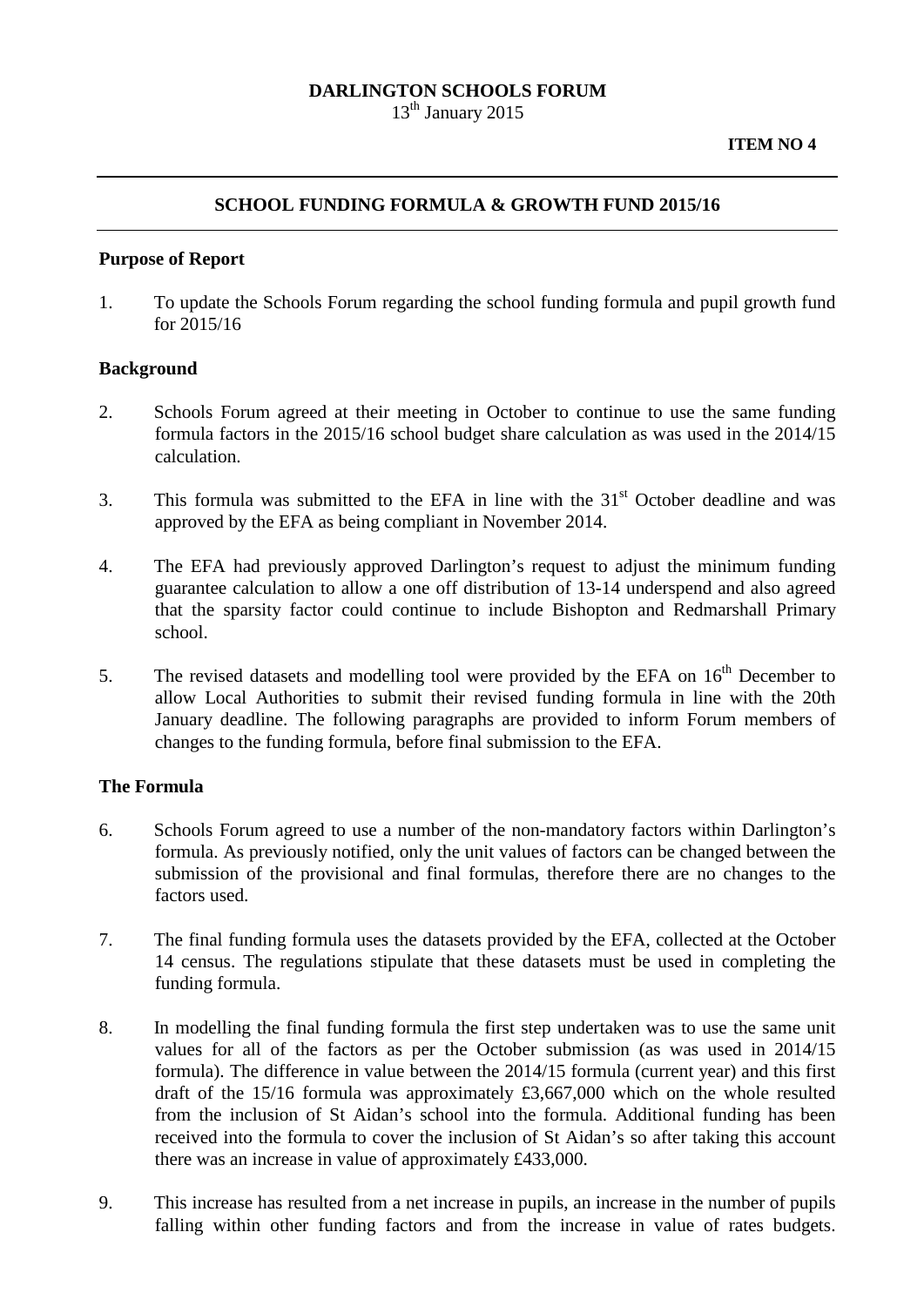**DARLINGTON SCHOOLS FORUM**

13th January 2015

**ITEM NO 4**

---

## SCHOOL FUNDING FORMULA & GROWTH FUND 2015/16

---

### Purpose of Report

1. To update the Schools Forum regarding the school funding formula and pupil growth fund for 2015/16

### Background

2. Schools Forum agreed at their meeting in October to continue to use the same funding formula factors in the 2015/16 school budget share calculation as was used in the 2014/15 calculation.

3. This formula was submitted to the EFA in line with the 31st October deadline and was approved by the EFA as being compliant in November 2014.

4. The EFA had previously approved Darlington's request to adjust the minimum funding guarantee calculation to allow a one off distribution of 13-14 underspend and also agreed that the sparsity factor could continue to include Bishopton and Redmarshall Primary school.

5. The revised datasets and modelling tool were provided by the EFA on 16th December to allow Local Authorities to submit their revised funding formula in line with the 20th January deadline. The following paragraphs are provided to inform Forum members of changes to the funding formula, before final submission to the EFA.

### The Formula

6. Schools Forum agreed to use a number of the non-mandatory factors within Darlington's formula. As previously notified, only the unit values of factors can be changed between the submission of the provisional and final formulas, therefore there are no changes to the factors used.

7. The final funding formula uses the datasets provided by the EFA, collected at the October 14 census. The regulations stipulate that these datasets must be used in completing the funding formula.

8. In modelling the final funding formula the first step undertaken was to use the same unit values for all of the factors as per the October submission (as was used in 2014/15 formula). The difference in value between the 2014/15 formula (current year) and this first draft of the 15/16 formula was approximately £3,667,000 which on the whole resulted from the inclusion of St Aidan's school into the formula. Additional funding has been received into the formula to cover the inclusion of St Aidan's so after taking this account there was an increase in value of approximately £433,000.

9. This increase has resulted from a net increase in pupils, an increase in the number of pupils falling within other funding factors and from the increase in value of rates budgets.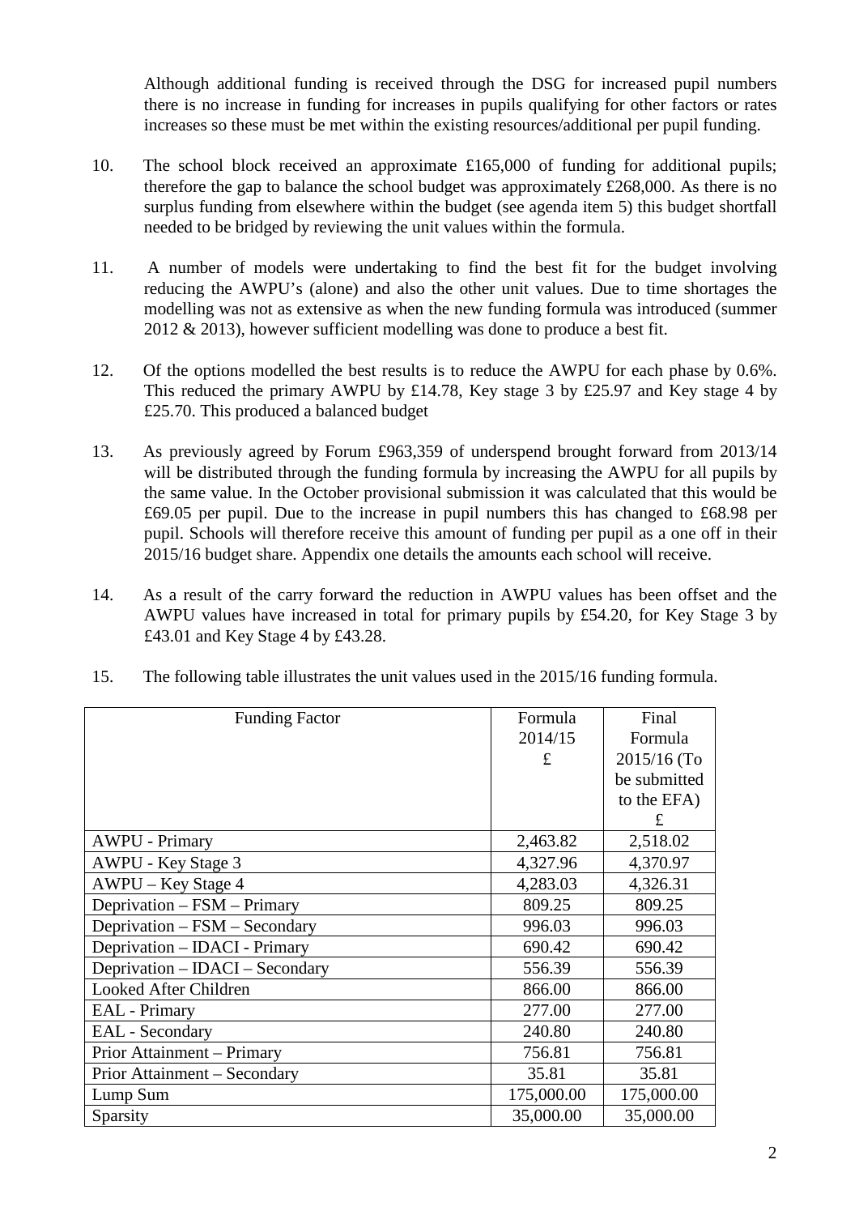Although additional funding is received through the DSG for increased pupil numbers there is no increase in funding for increases in pupils qualifying for other factors or rates increases so these must be met within the existing resources/additional per pupil funding.

10. The school block received an approximate £165,000 of funding for additional pupils; therefore the gap to balance the school budget was approximately £268,000. As there is no surplus funding from elsewhere within the budget (see agenda item 5) this budget shortfall needed to be bridged by reviewing the unit values within the formula.

11. A number of models were undertaking to find the best fit for the budget involving reducing the AWPU's (alone) and also the other unit values. Due to time shortages the modelling was not as extensive as when the new funding formula was introduced (summer 2012 & 2013), however sufficient modelling was done to produce a best fit.

12. Of the options modelled the best results is to reduce the AWPU for each phase by 0.6%. This reduced the primary AWPU by £14.78, Key stage 3 by £25.97 and Key stage 4 by £25.70. This produced a balanced budget

13. As previously agreed by Forum £963,359 of underspend brought forward from 2013/14 will be distributed through the funding formula by increasing the AWPU for all pupils by the same value. In the October provisional submission it was calculated that this would be £69.05 per pupil. Due to the increase in pupil numbers this has changed to £68.98 per pupil. Schools will therefore receive this amount of funding per pupil as a one off in their 2015/16 budget share. Appendix one details the amounts each school will receive.

14. As a result of the carry forward the reduction in AWPU values has been offset and the AWPU values have increased in total for primary pupils by £54.20, for Key Stage 3 by £43.01 and Key Stage 4 by £43.28.

15. The following table illustrates the unit values used in the 2015/16 funding formula.

| Funding Factor | Formula 2014/15 £ | Final Formula 2015/16 (To be submitted to the EFA) £ |
|---|---|---|
| AWPU - Primary | 2,463.82 | 2,518.02 |
| AWPU - Key Stage 3 | 4,327.96 | 4,370.97 |
| AWPU – Key Stage 4 | 4,283.03 | 4,326.31 |
| Deprivation – FSM – Primary | 809.25 | 809.25 |
| Deprivation – FSM – Secondary | 996.03 | 996.03 |
| Deprivation – IDACI - Primary | 690.42 | 690.42 |
| Deprivation – IDACI – Secondary | 556.39 | 556.39 |
| Looked After Children | 866.00 | 866.00 |
| EAL - Primary | 277.00 | 277.00 |
| EAL - Secondary | 240.80 | 240.80 |
| Prior Attainment – Primary | 756.81 | 756.81 |
| Prior Attainment – Secondary | 35.81 | 35.81 |
| Lump Sum | 175,000.00 | 175,000.00 |
| Sparsity | 35,000.00 | 35,000.00 |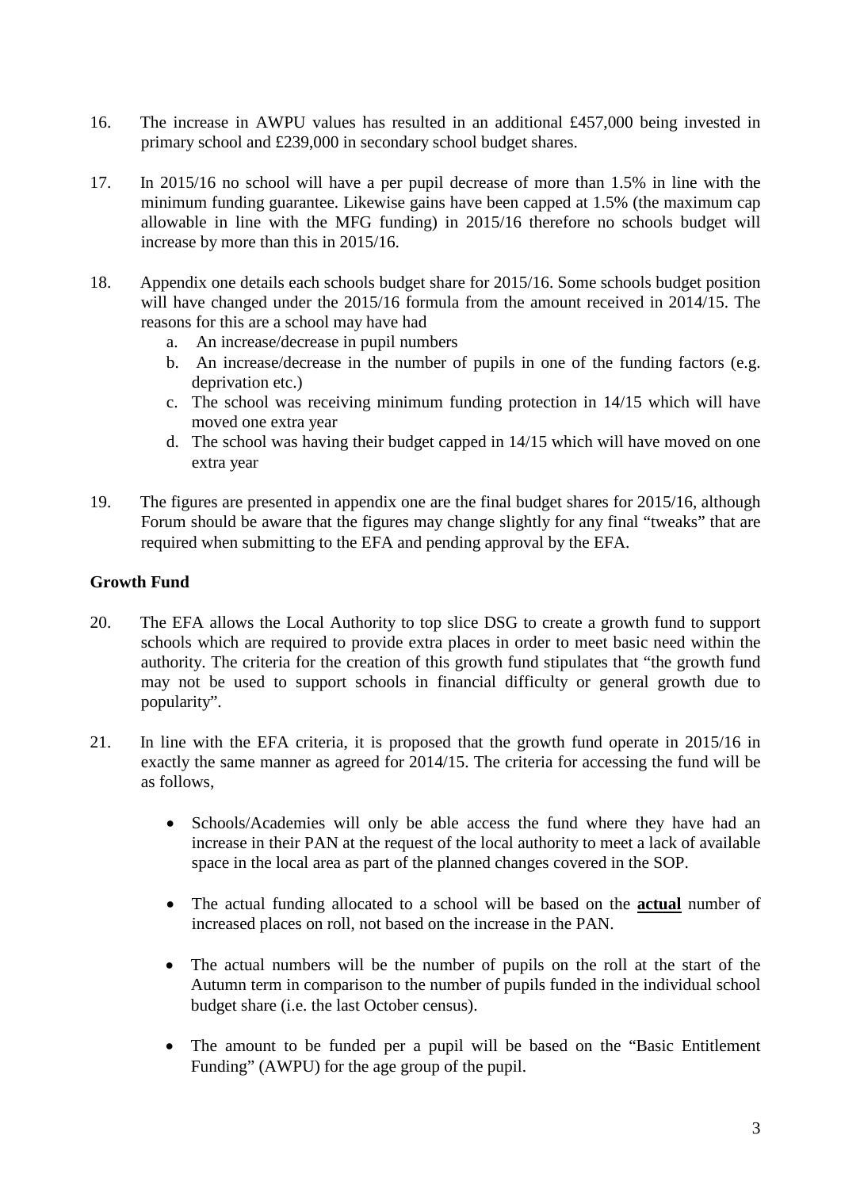16. The increase in AWPU values has resulted in an additional £457,000 being invested in primary school and £239,000 in secondary school budget shares.

17. In 2015/16 no school will have a per pupil decrease of more than 1.5% in line with the minimum funding guarantee. Likewise gains have been capped at 1.5% (the maximum cap allowable in line with the MFG funding) in 2015/16 therefore no schools budget will increase by more than this in 2015/16.

18. Appendix one details each schools budget share for 2015/16. Some schools budget position will have changed under the 2015/16 formula from the amount received in 2014/15. The reasons for this are a school may have had
    a. An increase/decrease in pupil numbers
    b. An increase/decrease in the number of pupils in one of the funding factors (e.g. deprivation etc.)
    c. The school was receiving minimum funding protection in 14/15 which will have moved one extra year
    d. The school was having their budget capped in 14/15 which will have moved on one extra year

19. The figures are presented in appendix one are the final budget shares for 2015/16, although Forum should be aware that the figures may change slightly for any final "tweaks" that are required when submitting to the EFA and pending approval by the EFA.

**Growth Fund**

20. The EFA allows the Local Authority to top slice DSG to create a growth fund to support schools which are required to provide extra places in order to meet basic need within the authority. The criteria for the creation of this growth fund stipulates that "the growth fund may not be used to support schools in financial difficulty or general growth due to popularity".

21. In line with the EFA criteria, it is proposed that the growth fund operate in 2015/16 in exactly the same manner as agreed for 2014/15. The criteria for accessing the fund will be as follows,

    - Schools/Academies will only be able access the fund where they have had an increase in their PAN at the request of the local authority to meet a lack of available space in the local area as part of the planned changes covered in the SOP.

    - The actual funding allocated to a school will be based on the **actual** number of increased places on roll, not based on the increase in the PAN.

    - The actual numbers will be the number of pupils on the roll at the start of the Autumn term in comparison to the number of pupils funded in the individual school budget share (i.e. the last October census).

    - The amount to be funded per a pupil will be based on the "Basic Entitlement Funding" (AWPU) for the age group of the pupil.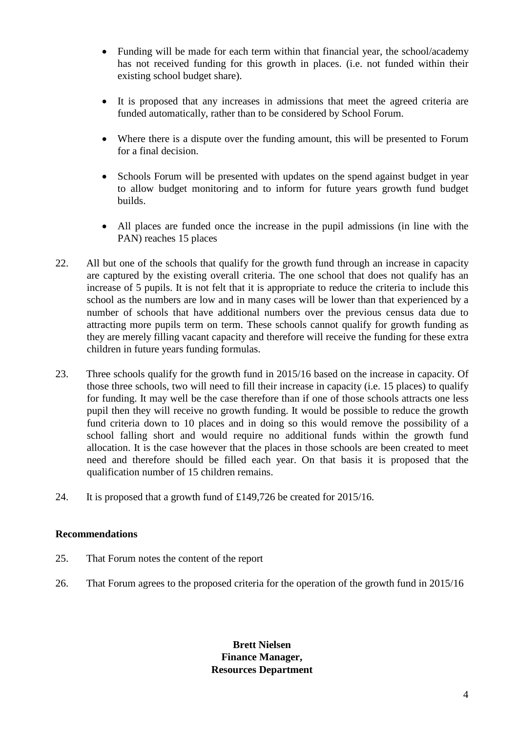- Funding will be made for each term within that financial year, the school/academy has not received funding for this growth in places. (i.e. not funded within their existing school budget share).

- It is proposed that any increases in admissions that meet the agreed criteria are funded automatically, rather than to be considered by School Forum.

- Where there is a dispute over the funding amount, this will be presented to Forum for a final decision.

- Schools Forum will be presented with updates on the spend against budget in year to allow budget monitoring and to inform for future years growth fund budget builds.

- All places are funded once the increase in the pupil admissions (in line with the PAN) reaches 15 places

22. All but one of the schools that qualify for the growth fund through an increase in capacity are captured by the existing overall criteria. The one school that does not qualify has an increase of 5 pupils. It is not felt that it is appropriate to reduce the criteria to include this school as the numbers are low and in many cases will be lower than that experienced by a number of schools that have additional numbers over the previous census data due to attracting more pupils term on term. These schools cannot qualify for growth funding as they are merely filling vacant capacity and therefore will receive the funding for these extra children in future years funding formulas.

23. Three schools qualify for the growth fund in 2015/16 based on the increase in capacity. Of those three schools, two will need to fill their increase in capacity (i.e. 15 places) to qualify for funding. It may well be the case therefore than if one of those schools attracts one less pupil then they will receive no growth funding. It would be possible to reduce the growth fund criteria down to 10 places and in doing so this would remove the possibility of a school falling short and would require no additional funds within the growth fund allocation. It is the case however that the places in those schools are been created to meet need and therefore should be filled each year. On that basis it is proposed that the qualification number of 15 children remains.

24. It is proposed that a growth fund of £149,726 be created for 2015/16.

**Recommendations**

25. That Forum notes the content of the report

26. That Forum agrees to the proposed criteria for the operation of the growth fund in 2015/16

**Brett Nielsen**
**Finance Manager,**
**Resources Department**